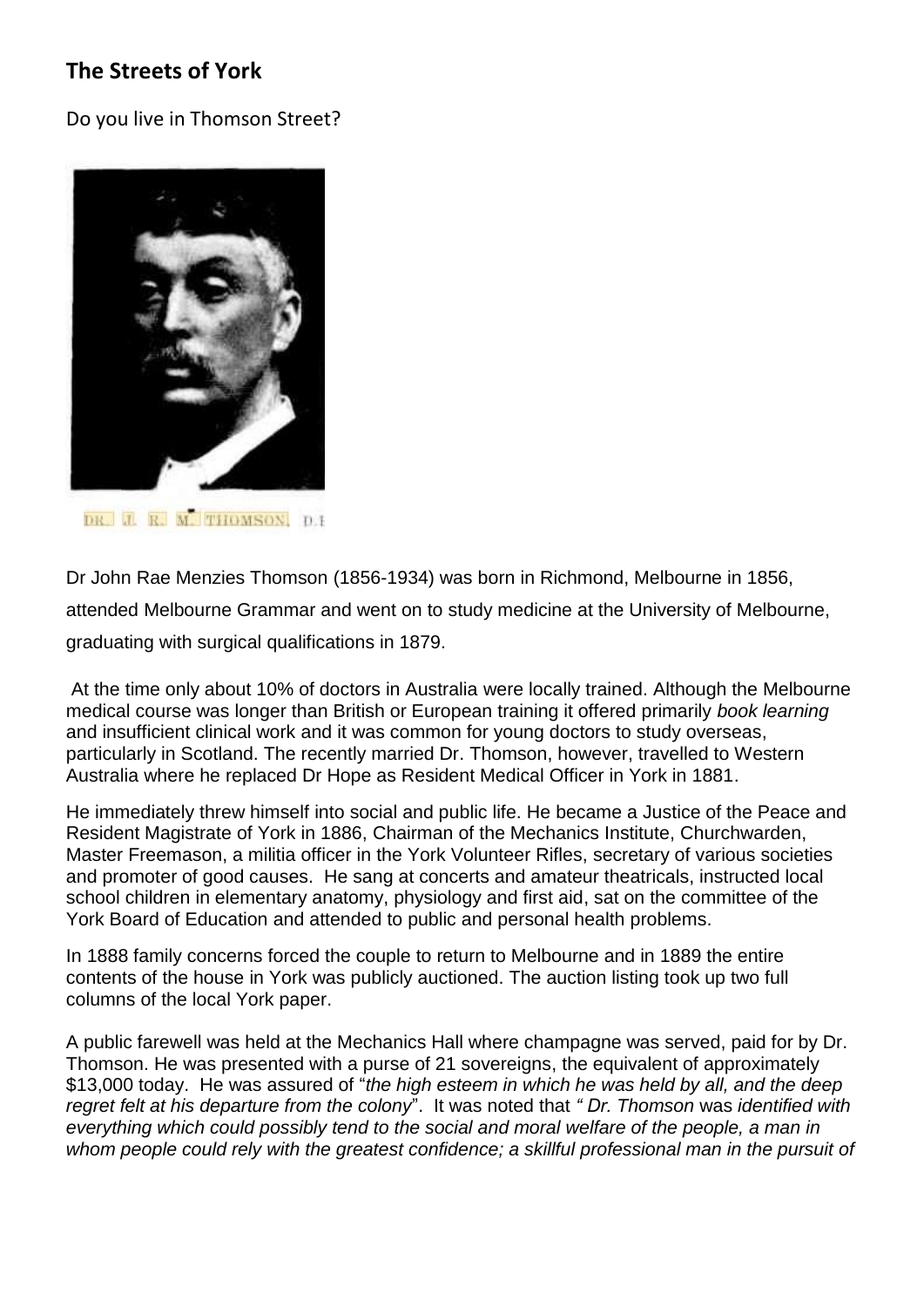## The Streets of York

Do you live in Thomson Street?

DR. J. R. M. THOMSON, D.I

Dr John Rae Menzies Thomson (1856-1934) was born in Richmond, Melbourne in 1856, attended Melbourne Grammar and went on to study medicine at the University of Melbourne, graduating with surgical qualifications in 1879.

At the time only about 10% of doctors in Australia were locally trained. Although the Melbourne medical course was longer than British or European training it offered primarily *book learning* and insufficient clinical work and it was common for young doctors to study overseas, particularly in Scotland. The recently married Dr. Thomson, however, travelled to Western Australia where he replaced Dr Hope as Resident Medical Officer in York in 1881.

He immediately threw himself into social and public life. He became a Justice of the Peace and Resident Magistrate of York in 1886, Chairman of the Mechanics Institute, Churchwarden, Master Freemason, a militia officer in the York Volunteer Rifles, secretary of various societies and promoter of good causes. He sang at concerts and amateur theatricals, instructed local school children in elementary anatomy, physiology and first aid, sat on the committee of the York Board of Education and attended to public and personal health problems.

In 1888 family concerns forced the couple to return to Melbourne and in 1889 the entire contents of the house in York was publicly auctioned. The auction listing took up two full columns of the local York paper.

A public farewell was held at the Mechanics Hall where champagne was served, paid for by Dr. Thomson. He was presented with a purse of 21 sovereigns, the equivalent of approximately $13,000 today. He was assured of "*the high esteem in which he was held by all, and the deep regret felt at his departure from the colony*". It was noted that *" Dr. Thomson* was *identified with everything which could possibly tend to the social and moral welfare of the people, a man in whom people could rely with the greatest confidence; a skillful professional man in the pursuit of*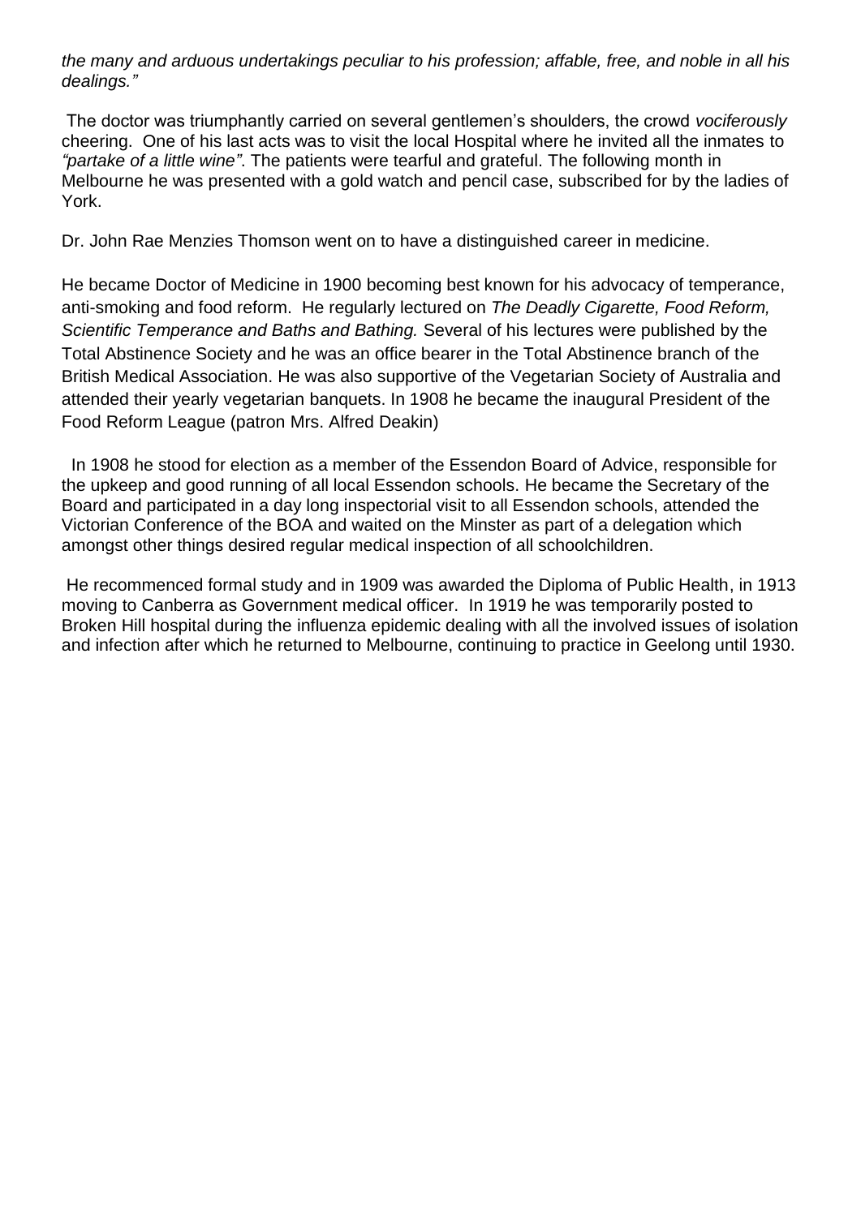*the many and arduous undertakings peculiar to his profession; affable, free, and noble in all his dealings."*

The doctor was triumphantly carried on several gentlemen's shoulders, the crowd *vociferously* cheering. One of his last acts was to visit the local Hospital where he invited all the inmates to *"partake of a little wine"*. The patients were tearful and grateful. The following month in Melbourne he was presented with a gold watch and pencil case, subscribed for by the ladies of York.

Dr. John Rae Menzies Thomson went on to have a distinguished career in medicine.

He became Doctor of Medicine in 1900 becoming best known for his advocacy of temperance, anti-smoking and food reform. He regularly lectured on *The Deadly Cigarette, Food Reform, Scientific Temperance and Baths and Bathing.* Several of his lectures were published by the Total Abstinence Society and he was an office bearer in the Total Abstinence branch of the British Medical Association. He was also supportive of the Vegetarian Society of Australia and attended their yearly vegetarian banquets. In 1908 he became the inaugural President of the Food Reform League (patron Mrs. Alfred Deakin)

In 1908 he stood for election as a member of the Essendon Board of Advice, responsible for the upkeep and good running of all local Essendon schools. He became the Secretary of the Board and participated in a day long inspectorial visit to all Essendon schools, attended the Victorian Conference of the BOA and waited on the Minster as part of a delegation which amongst other things desired regular medical inspection of all schoolchildren.

He recommenced formal study and in 1909 was awarded the Diploma of Public Health, in 1913 moving to Canberra as Government medical officer. In 1919 he was temporarily posted to Broken Hill hospital during the influenza epidemic dealing with all the involved issues of isolation and infection after which he returned to Melbourne, continuing to practice in Geelong until 1930.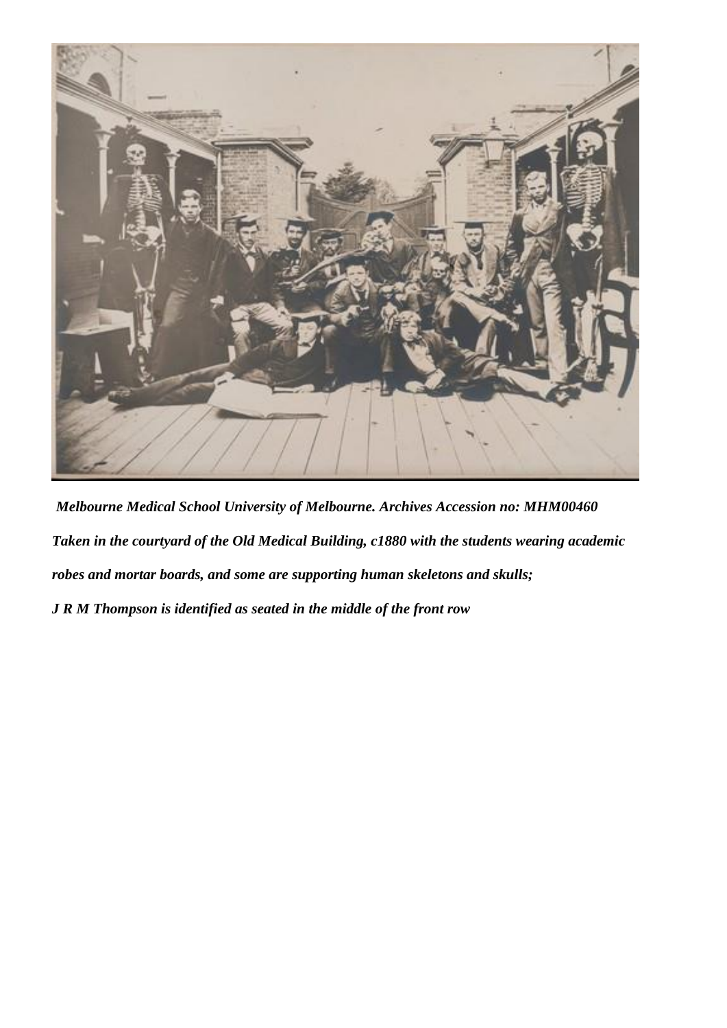*Melbourne Medical School University of Melbourne. Archives Accession no: MHM00460*

*Taken in the courtyard of the Old Medical Building, c1880 with the students wearing academic robes and mortar boards, and some are supporting human skeletons and skulls;*

*J R M Thompson is identified as seated in the middle of the front row*